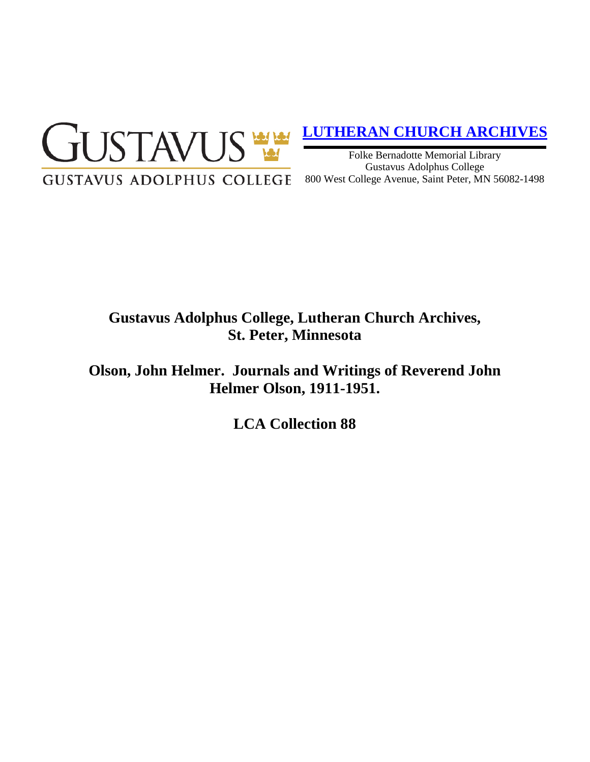GUSTAVUS

GUSTAVUS ADOLPHUS COLLEGE

**LUTHERAN CHURCH ARCHIVES**

Folke Bernadotte Memorial Library
Gustavus Adolphus College
800 West College Avenue, Saint Peter, MN 56082-1498

# Gustavus Adolphus College, Lutheran Church Archives, St. Peter, Minnesota

# Olson, John Helmer. Journals and Writings of Reverend John Helmer Olson, 1911-1951.

# LCA Collection 88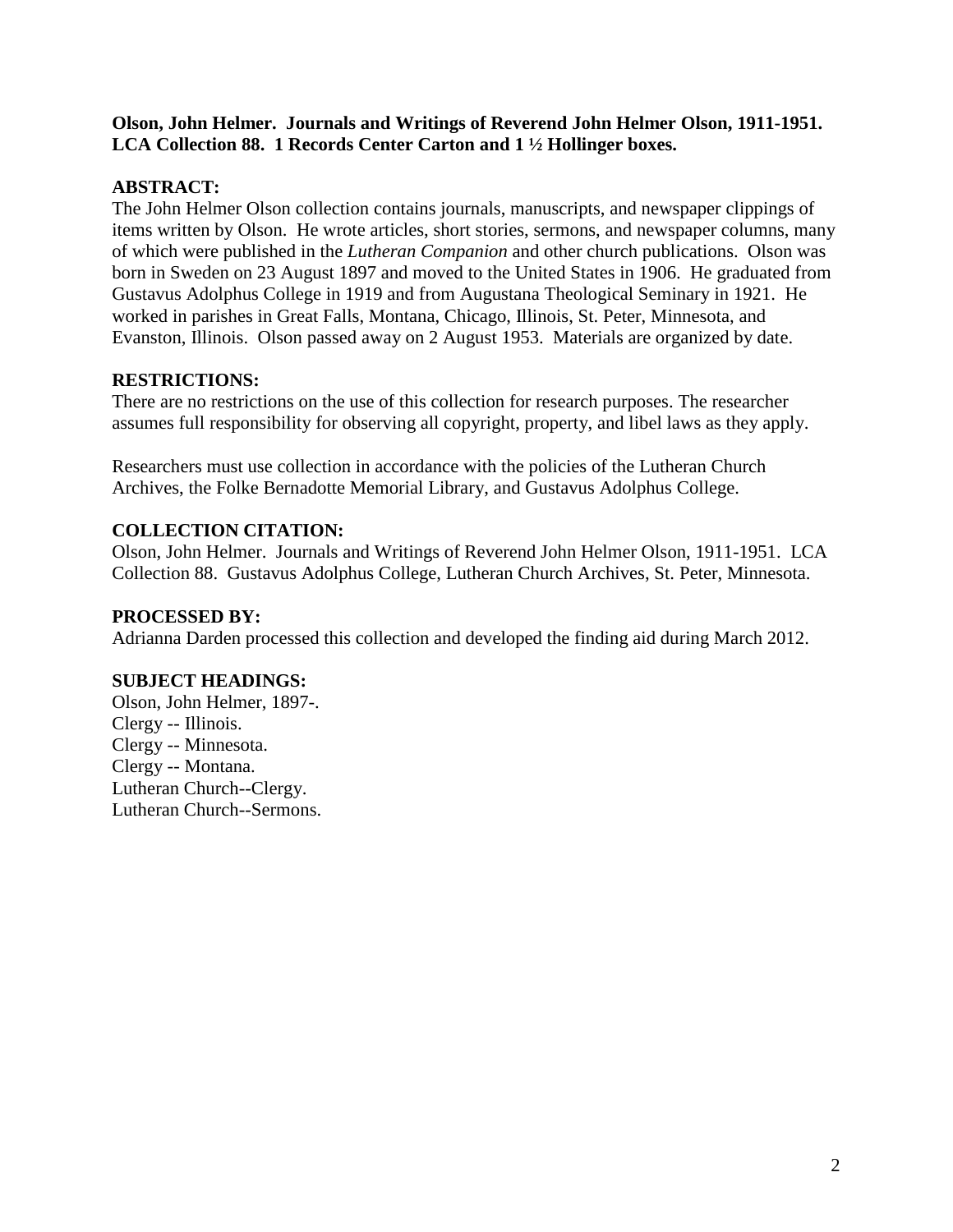**Olson, John Helmer. Journals and Writings of Reverend John Helmer Olson, 1911-1951. LCA Collection 88. 1 Records Center Carton and 1 ½ Hollinger boxes.**

## ABSTRACT:

The John Helmer Olson collection contains journals, manuscripts, and newspaper clippings of items written by Olson. He wrote articles, short stories, sermons, and newspaper columns, many of which were published in the *Lutheran Companion* and other church publications. Olson was born in Sweden on 23 August 1897 and moved to the United States in 1906. He graduated from Gustavus Adolphus College in 1919 and from Augustana Theological Seminary in 1921. He worked in parishes in Great Falls, Montana, Chicago, Illinois, St. Peter, Minnesota, and Evanston, Illinois. Olson passed away on 2 August 1953. Materials are organized by date.

## RESTRICTIONS:

There are no restrictions on the use of this collection for research purposes. The researcher assumes full responsibility for observing all copyright, property, and libel laws as they apply.

Researchers must use collection in accordance with the policies of the Lutheran Church Archives, the Folke Bernadotte Memorial Library, and Gustavus Adolphus College.

## COLLECTION CITATION:

Olson, John Helmer. Journals and Writings of Reverend John Helmer Olson, 1911-1951. LCA Collection 88. Gustavus Adolphus College, Lutheran Church Archives, St. Peter, Minnesota.

## PROCESSED BY:

Adrianna Darden processed this collection and developed the finding aid during March 2012.

## SUBJECT HEADINGS:

Olson, John Helmer, 1897-.
Clergy -- Illinois.
Clergy -- Minnesota.
Clergy -- Montana.
Lutheran Church--Clergy.
Lutheran Church--Sermons.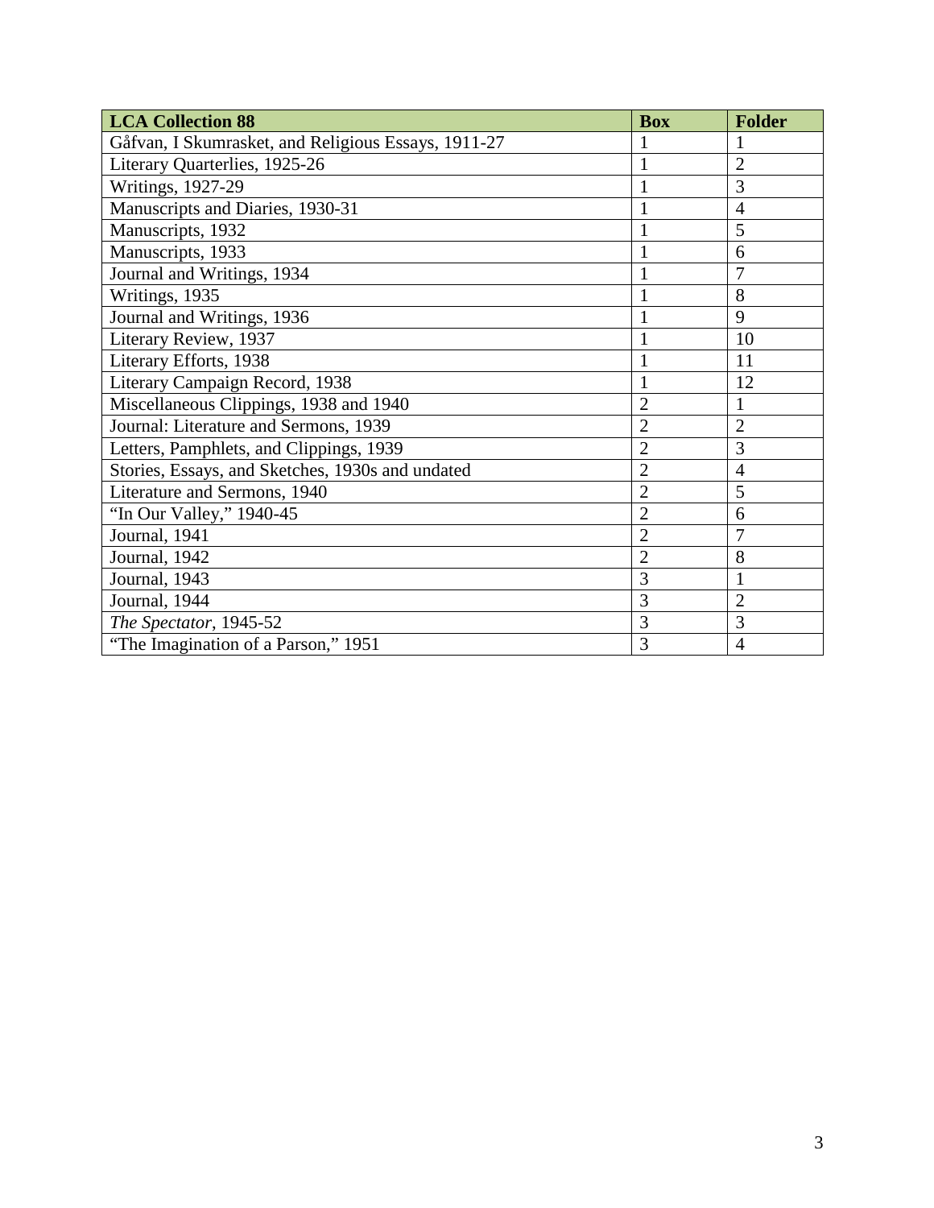| LCA Collection 88 | Box | Folder |
|---|---|---|
| Gåfvan, I Skumrasket, and Religious Essays, 1911-27 | 1 | 1 |
| Literary Quarterlies, 1925-26 | 1 | 2 |
| Writings, 1927-29 | 1 | 3 |
| Manuscripts and Diaries, 1930-31 | 1 | 4 |
| Manuscripts, 1932 | 1 | 5 |
| Manuscripts, 1933 | 1 | 6 |
| Journal and Writings, 1934 | 1 | 7 |
| Writings, 1935 | 1 | 8 |
| Journal and Writings, 1936 | 1 | 9 |
| Literary Review, 1937 | 1 | 10 |
| Literary Efforts, 1938 | 1 | 11 |
| Literary Campaign Record, 1938 | 1 | 12 |
| Miscellaneous Clippings, 1938 and 1940 | 2 | 1 |
| Journal: Literature and Sermons, 1939 | 2 | 2 |
| Letters, Pamphlets, and Clippings, 1939 | 2 | 3 |
| Stories, Essays, and Sketches, 1930s and undated | 2 | 4 |
| Literature and Sermons, 1940 | 2 | 5 |
| "In Our Valley," 1940-45 | 2 | 6 |
| Journal, 1941 | 2 | 7 |
| Journal, 1942 | 2 | 8 |
| Journal, 1943 | 3 | 1 |
| Journal, 1944 | 3 | 2 |
| *The Spectator*, 1945-52 | 3 | 3 |
| "The Imagination of a Parson," 1951 | 3 | 4 |